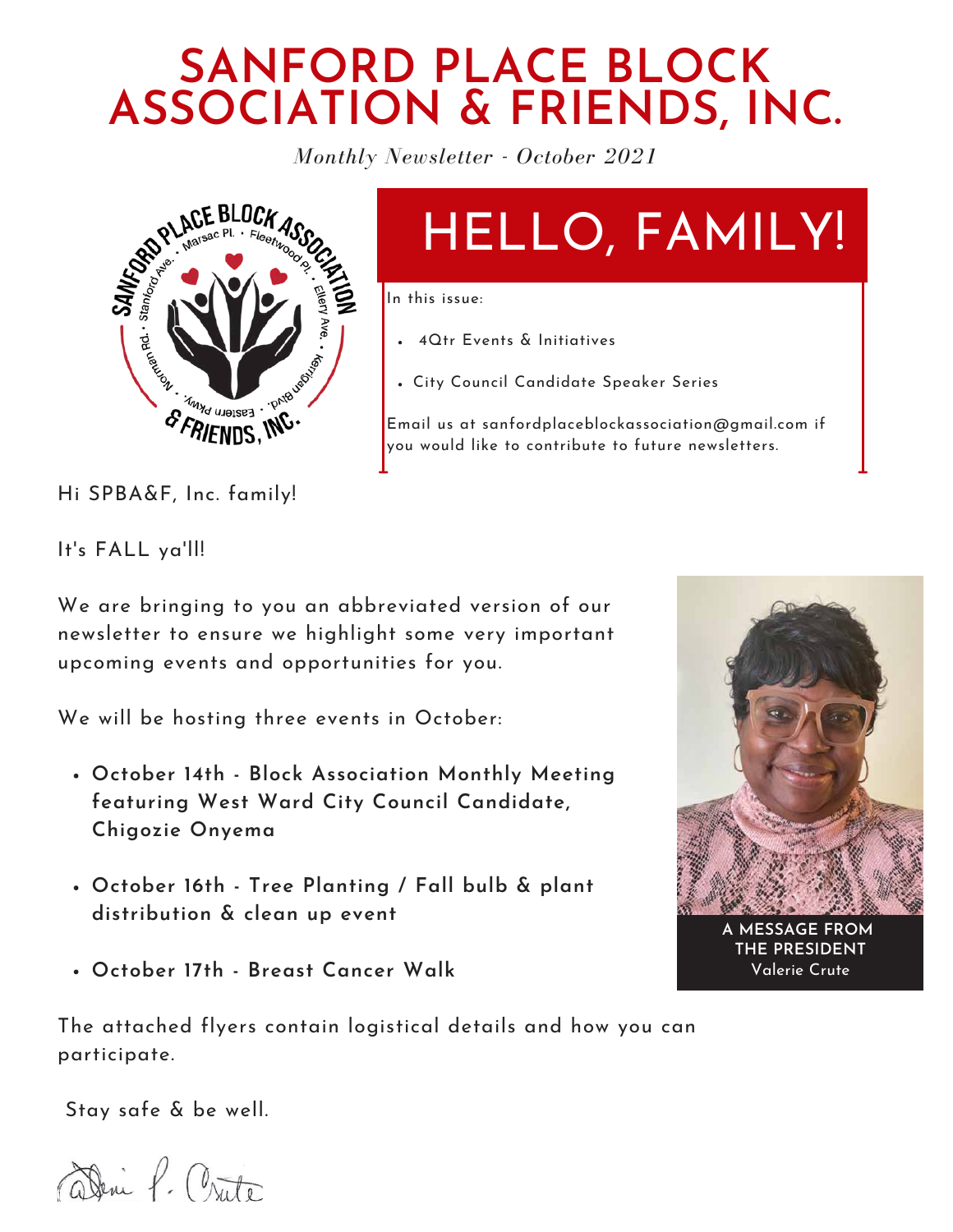# SANFORD PLACE BLOCK ASSOCIATION & FRIENDS, INC.

*Monthly Newsletter - October 2021*

## HELLO, FAMILY!

In this issue:

- 4Qtr Events & Initiatives
- City Council Candidate Speaker Series

Email us at sanfordplaceblockassociation@gmail.com if you would like to contribute to future newsletters.

Hi SPBA&F, Inc. family!

It's FALL ya'll!

We are bringing to you an abbreviated version of our newsletter to ensure we highlight some very important upcoming events and opportunities for you.

We will be hosting three events in October:

- **October 14th - Block Association Monthly Meeting featuring West Ward City Council Candidate, Chigozie Onyema**
- **October 16th - Tree Planting / Fall bulb & plant distribution & clean up event**
- **October 17th - Breast Cancer Walk**

The attached flyers contain logistical details and how you can participate.

Stay safe & be well.

Valerie P. Crute

**A MESSAGE FROM THE PRESIDENT**
Valerie Crute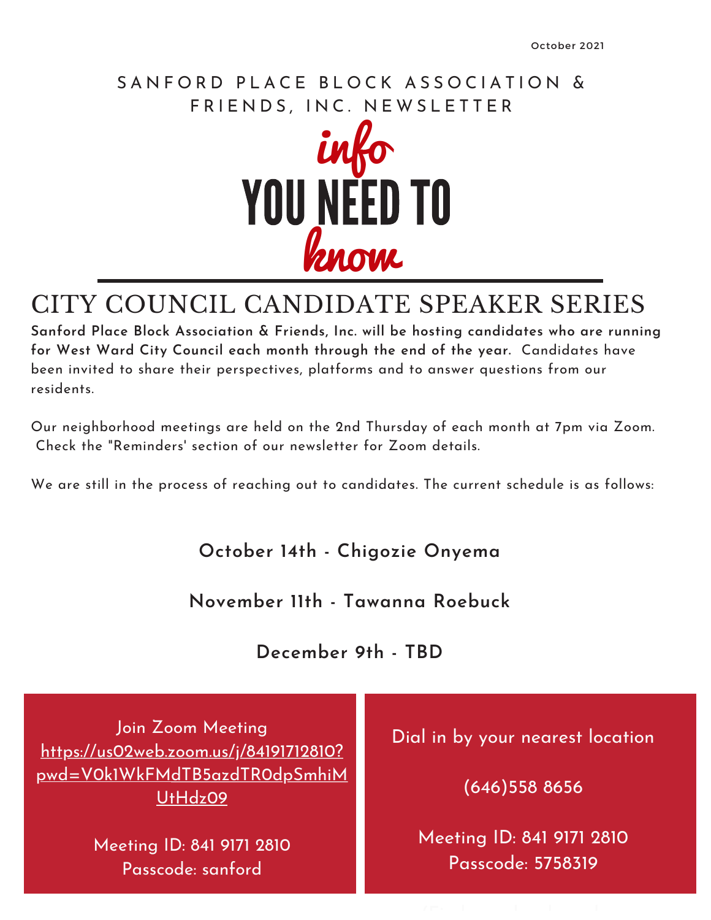October 2021

SANFORD PLACE BLOCK ASSOCIATION & FRIENDS, INC. NEWSLETTER

# info YOU NEED TO know

## CITY COUNCIL CANDIDATE SPEAKER SERIES

**Sanford Place Block Association & Friends, Inc. will be hosting candidates who are running for West Ward City Council each month through the end of the year.** Candidates have been invited to share their perspectives, platforms and to answer questions from our residents.

Our neighborhood meetings are held on the 2nd Thursday of each month at 7pm via Zoom. Check the "Reminders' section of our newsletter for Zoom details.

We are still in the process of reaching out to candidates. The current schedule is as follows:

**October 14th - Chigozie Onyema**

**November 11th - Tawanna Roebuck**

**December 9th - TBD**

Join Zoom Meeting
https://us02web.zoom.us/j/84191712810?pwd=V0k1WkFMdTB5azdTR0dpSmhiMUtHdz09

Meeting ID: 841 9171 2810
Passcode: sanford

Dial in by your nearest location

(646)558 8656

Meeting ID: 841 9171 2810
Passcode: 5758319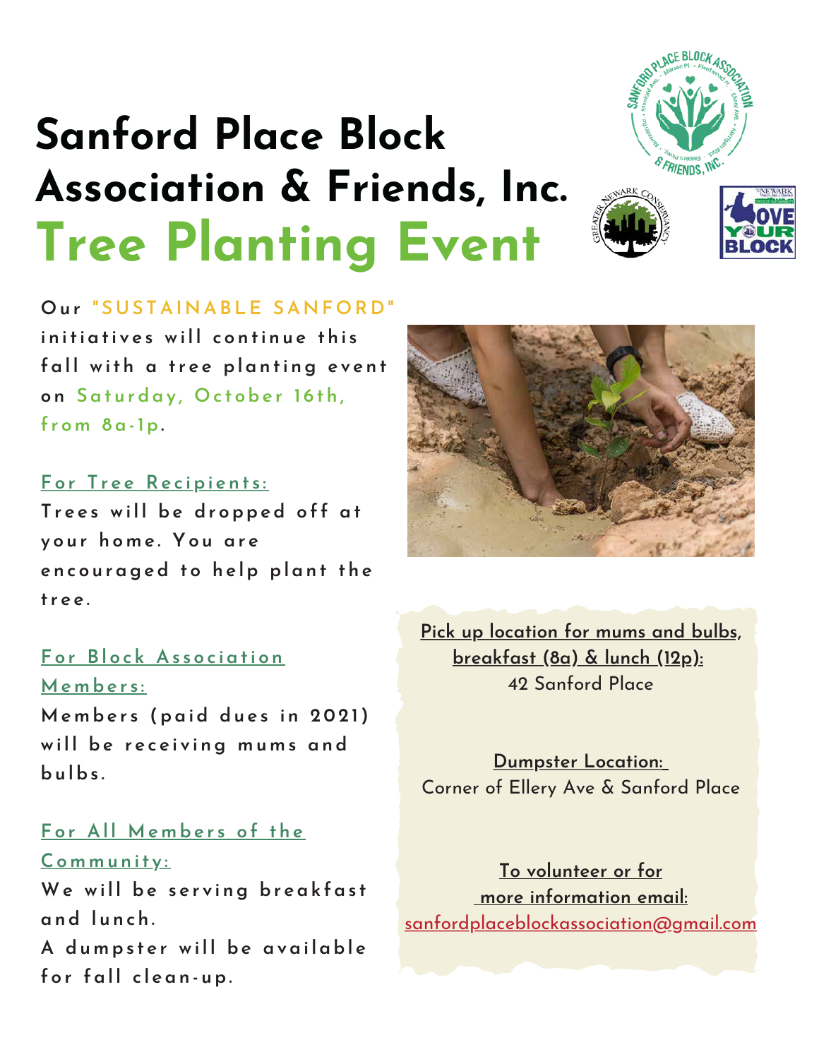# Sanford Place Block Association & Friends, Inc.

## Tree Planting Event

Our "SUSTAINABLE SANFORD" initiatives will continue this fall with a tree planting event on Saturday, October 16th, from 8a-1p.

**For Tree Recipients:**

Trees will be dropped off at your home. You are encouraged to help plant the tree.

**For Block Association Members:**

Members (paid dues in 2021) will be receiving mums and bulbs.

**For All Members of the Community:**

We will be serving breakfast and lunch.

A dumpster will be available for fall clean-up.

**Pick up location for mums and bulbs, breakfast (8a) & lunch (12p):**

42 Sanford Place

**Dumpster Location:**

Corner of Ellery Ave & Sanford Place

**To volunteer or for more information email:**

sanfordplaceblockassociation@gmail.com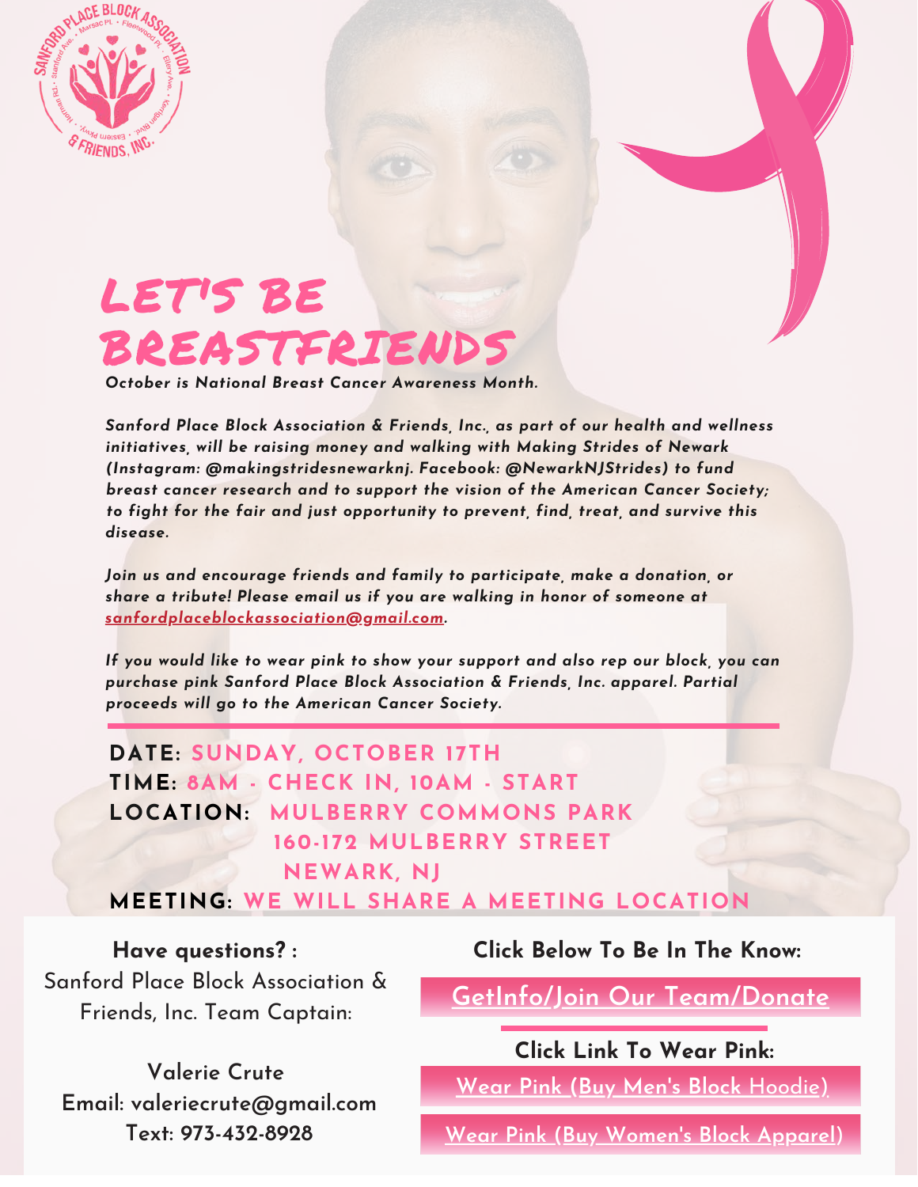# LET'S BE BREASTFRIENDS

*October is National Breast Cancer Awareness Month.*

*Sanford Place Block Association & Friends, Inc., as part of our health and wellness initiatives, will be raising money and walking with Making Strides of Newark (Instagram: @makingstridesnewarknj. Facebook: @NewarkNJStrides) to fund breast cancer research and to support the vision of the American Cancer Society; to fight for the fair and just opportunity to prevent, find, treat, and survive this disease.*

*Join us and encourage friends and family to participate, make a donation, or share a tribute! Please email us if you are walking in honor of someone at sanfordplaceblockassociation@gmail.com.*

*If you would like to wear pink to show your support and also rep our block, you can purchase pink Sanford Place Block Association & Friends, Inc. apparel. Partial proceeds will go to the American Cancer Society.*

---

**DATE:** SUNDAY, OCTOBER 17TH
**TIME:** 8AM - CHECK IN, 10AM - START
**LOCATION:** MULBERRY COMMONS PARK
160-172 MULBERRY STREET
NEWARK, NJ
**MEETING:** WE WILL SHARE A MEETING LOCATION

**Have questions? :**
Sanford Place Block Association & Friends, Inc. Team Captain:

Valerie Crute
Email: valeriecrute@gmail.com
Text: 973-432-8928

**Click Below To Be In The Know:**

GetInfo/Join Our Team/Donate

**Click Link To Wear Pink:**

Wear Pink (Buy Men's Block Hoodie)

Wear Pink (Buy Women's Block Apparel)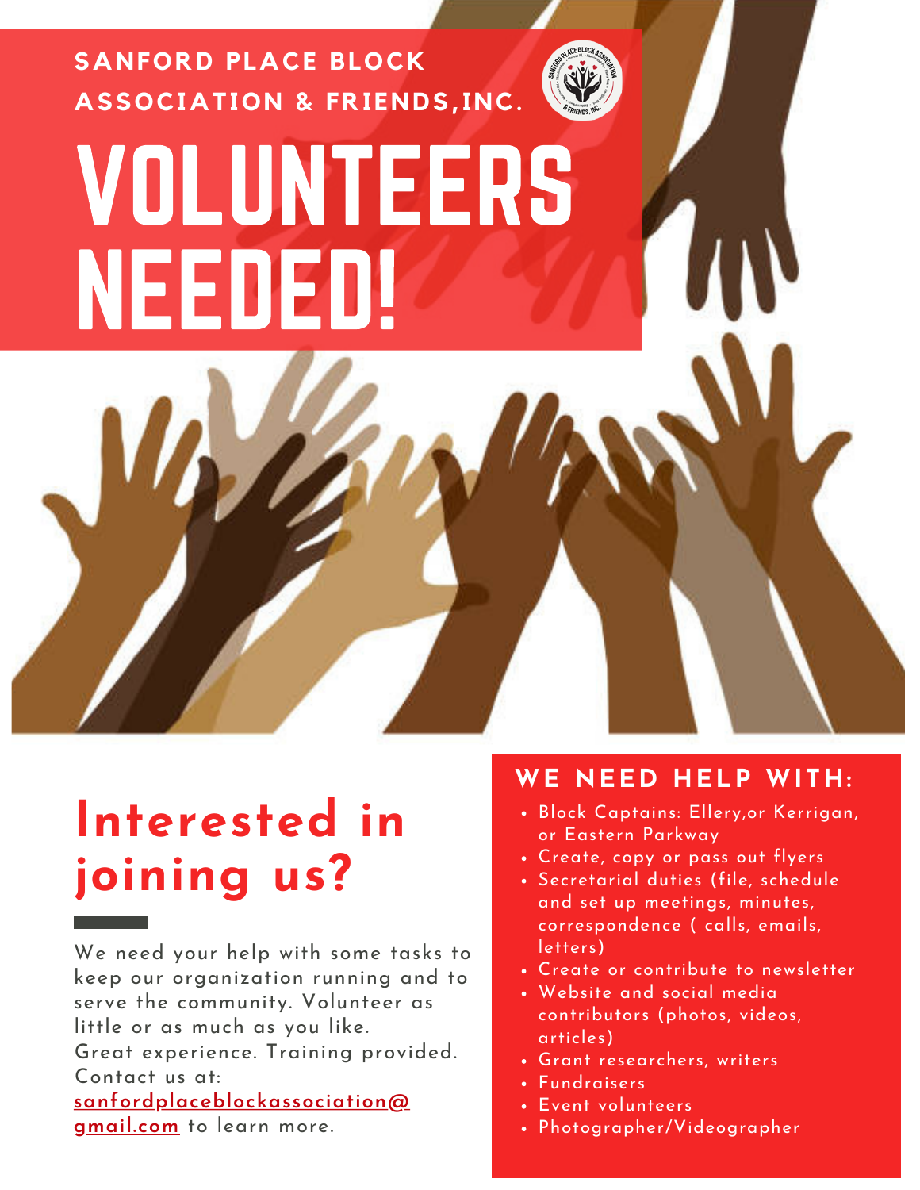SANFORD PLACE BLOCK ASSOCIATION & FRIENDS,INC.

# VOLUNTEERS NEEDED!

## Interested in joining us?

We need your help with some tasks to keep our organization running and to serve the community. Volunteer as little or as much as you like.
Great experience. Training provided.
Contact us at:
sanfordplaceblockassociation@gmail.com to learn more.

### WE NEED HELP WITH:

- Block Captains: Ellery,or Kerrigan, or Eastern Parkway
- Create, copy or pass out flyers
- Secretarial duties (file, schedule and set up meetings, minutes, correspondence ( calls, emails, letters)
- Create or contribute to newsletter
- Website and social media contributors (photos, videos, articles)
- Grant researchers, writers
- Fundraisers
- Event volunteers
- Photographer/Videographer